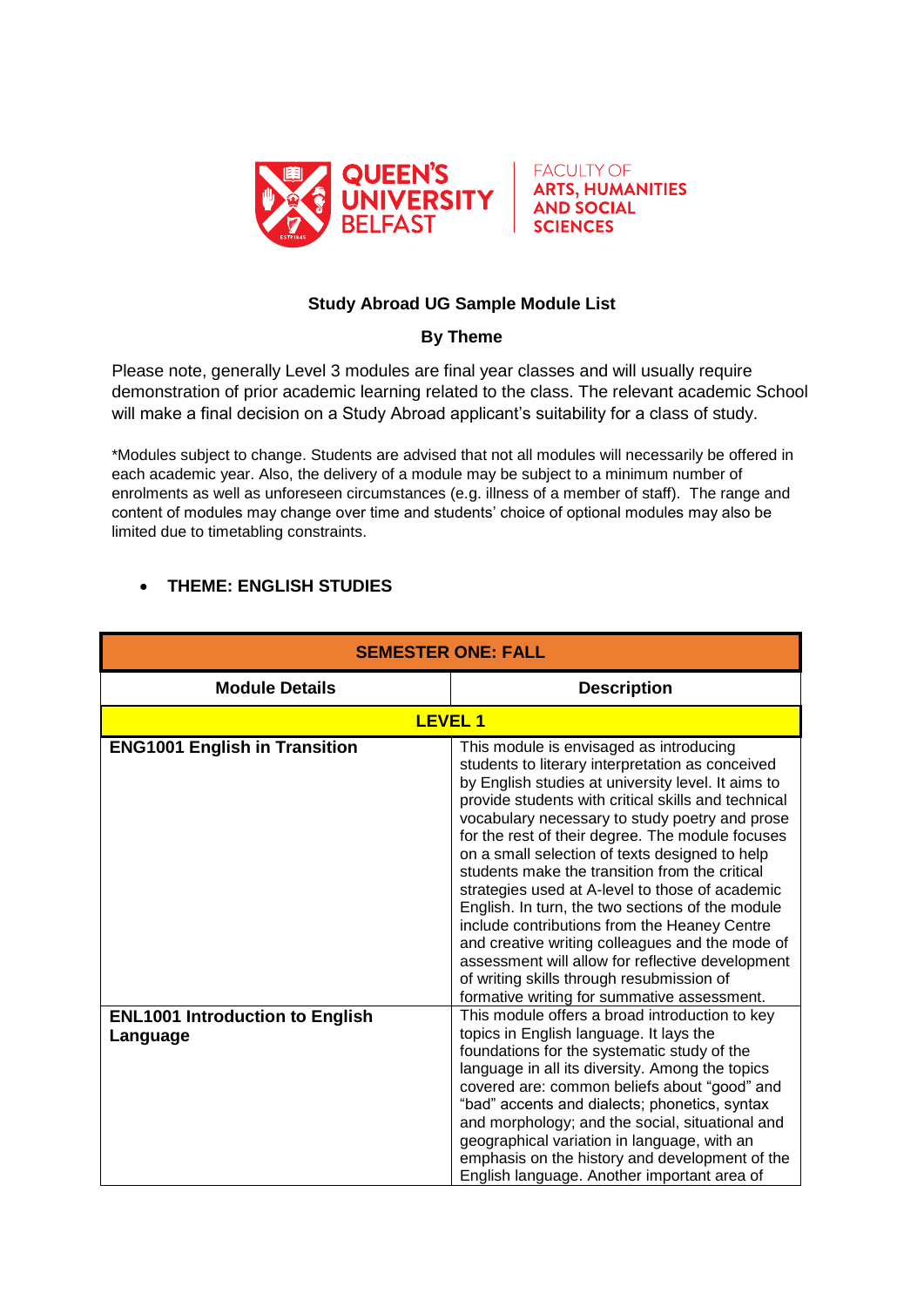QUEEN'S UNIVERSITY BELFAST

FACULTY OF ARTS, HUMANITIES AND SOCIAL SCIENCES

## Study Abroad UG Sample Module List

### By Theme

Please note, generally Level 3 modules are final year classes and will usually require demonstration of prior academic learning related to the class. The relevant academic School will make a final decision on a Study Abroad applicant's suitability for a class of study.

*Modules subject to change. Students are advised that not all modules will necessarily be offered in each academic year. Also, the delivery of a module may be subject to a minimum number of enrolments as well as unforeseen circumstances (e.g. illness of a member of staff). The range and content of modules may change over time and students' choice of optional modules may also be limited due to timetabling constraints.

- **THEME: ENGLISH STUDIES**

| SEMESTER ONE: FALL | |
|---|---|
| **Module Details** | **Description** |
| **LEVEL 1** | |
| **ENG1001 English in Transition** | This module is envisaged as introducing students to literary interpretation as conceived by English studies at university level. It aims to provide students with critical skills and technical vocabulary necessary to study poetry and prose for the rest of their degree. The module focuses on a small selection of texts designed to help students make the transition from the critical strategies used at A-level to those of academic English. In turn, the two sections of the module include contributions from the Heaney Centre and creative writing colleagues and the mode of assessment will allow for reflective development of writing skills through resubmission of formative writing for summative assessment. |
| **ENL1001 Introduction to English Language** | This module offers a broad introduction to key topics in English language. It lays the foundations for the systematic study of the language in all its diversity. Among the topics covered are: common beliefs about "good" and "bad" accents and dialects; phonetics, syntax and morphology; and the social, situational and geographical variation in language, with an emphasis on the history and development of the English language. Another important area of |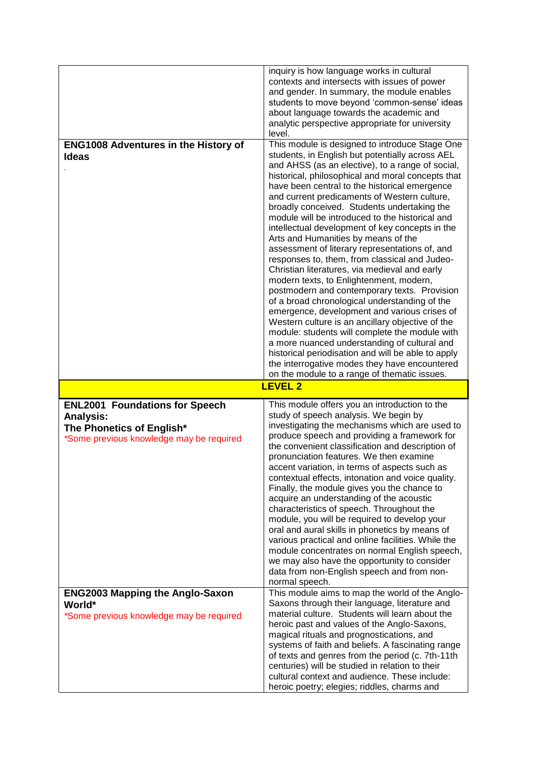| | |
|---|---|
| | inquiry is how language works in cultural contexts and intersects with issues of power and gender. In summary, the module enables students to move beyond 'common-sense' ideas about language towards the academic and analytic perspective appropriate for university level. |
| **ENG1008 Adventures in the History of Ideas** . | This module is designed to introduce Stage One students, in English but potentially across AEL and AHSS (as an elective), to a range of social, historical, philosophical and moral concepts that have been central to the historical emergence and current predicaments of Western culture, broadly conceived. Students undertaking the module will be introduced to the historical and intellectual development of key concepts in the Arts and Humanities by means of the assessment of literary representations of, and responses to, them, from classical and Judeo-Christian literatures, via medieval and early modern texts, to Enlightenment, modern, postmodern and contemporary texts. Provision of a broad chronological understanding of the emergence, development and various crises of Western culture is an ancillary objective of the module: students will complete the module with a more nuanced understanding of cultural and historical periodisation and will be able to apply the interrogative modes they have encountered on the module to a range of thematic issues. |
| **LEVEL 2** | |
| **ENL2001 Foundations for Speech Analysis: The Phonetics of English*** *Some previous knowledge may be required | This module offers you an introduction to the study of speech analysis. We begin by investigating the mechanisms which are used to produce speech and providing a framework for the convenient classification and description of pronunciation features. We then examine accent variation, in terms of aspects such as contextual effects, intonation and voice quality. Finally, the module gives you the chance to acquire an understanding of the acoustic characteristics of speech. Throughout the module, you will be required to develop your oral and aural skills in phonetics by means of various practical and online facilities. While the module concentrates on normal English speech, we may also have the opportunity to consider data from non-English speech and from non-normal speech. |
| **ENG2003 Mapping the Anglo-Saxon World*** *Some previous knowledge may be required | This module aims to map the world of the Anglo-Saxons through their language, literature and material culture. Students will learn about the heroic past and values of the Anglo-Saxons, magical rituals and prognostications, and systems of faith and beliefs. A fascinating range of texts and genres from the period (c. 7th-11th centuries) will be studied in relation to their cultural context and audience. These include: heroic poetry; elegies; riddles, charms and |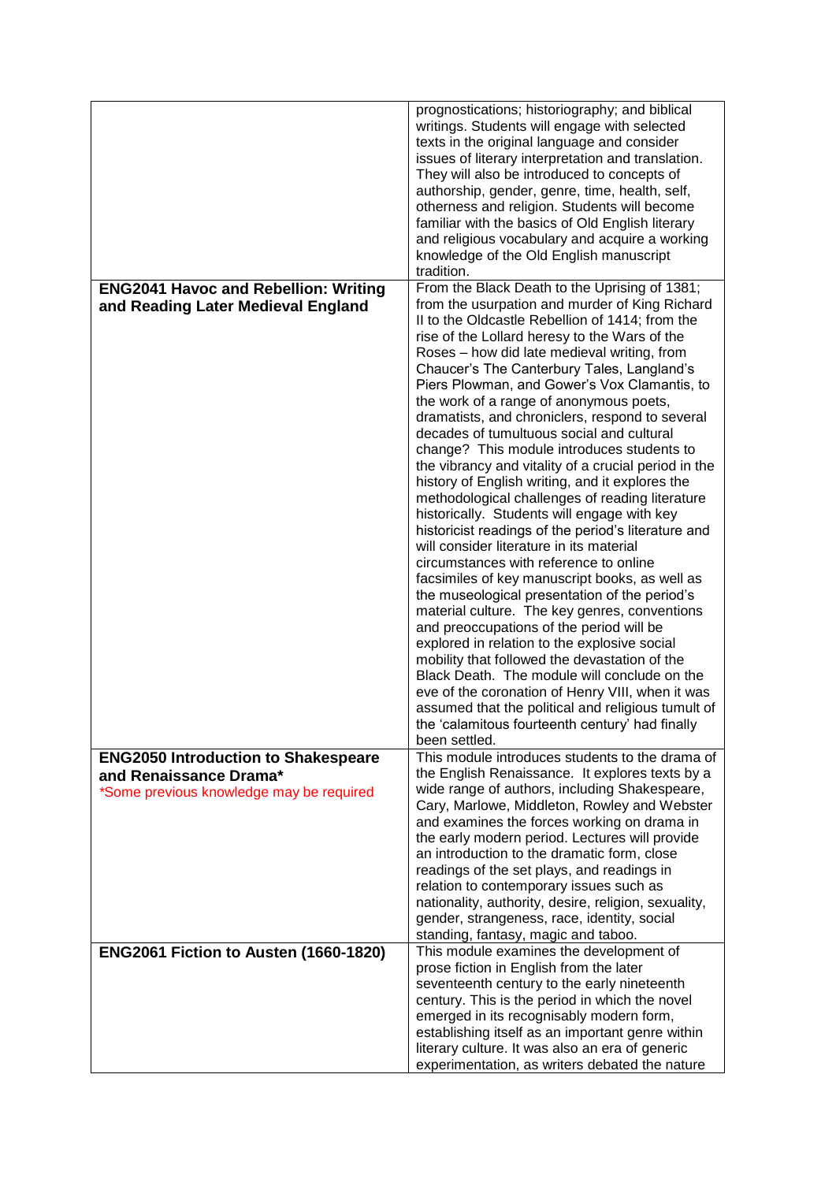| | |
|---|---|
| | prognostications; historiography; and biblical writings. Students will engage with selected texts in the original language and consider issues of literary interpretation and translation. They will also be introduced to concepts of authorship, gender, genre, time, health, self, otherness and religion. Students will become familiar with the basics of Old English literary and religious vocabulary and acquire a working knowledge of the Old English manuscript tradition. |
| **ENG2041 Havoc and Rebellion: Writing and Reading Later Medieval England** | From the Black Death to the Uprising of 1381; from the usurpation and murder of King Richard II to the Oldcastle Rebellion of 1414; from the rise of the Lollard heresy to the Wars of the Roses – how did late medieval writing, from Chaucer's The Canterbury Tales, Langland's Piers Plowman, and Gower's Vox Clamantis, to the work of a range of anonymous poets, dramatists, and chroniclers, respond to several decades of tumultuous social and cultural change? This module introduces students to the vibrancy and vitality of a crucial period in the history of English writing, and it explores the methodological challenges of reading literature historically. Students will engage with key historicist readings of the period's literature and will consider literature in its material circumstances with reference to online facsimiles of key manuscript books, as well as the museological presentation of the period's material culture. The key genres, conventions and preoccupations of the period will be explored in relation to the explosive social mobility that followed the devastation of the Black Death. The module will conclude on the eve of the coronation of Henry VIII, when it was assumed that the political and religious tumult of the 'calamitous fourteenth century' had finally been settled. |
| **ENG2050 Introduction to Shakespeare and Renaissance Drama***<br>*Some previous knowledge may be required | This module introduces students to the drama of the English Renaissance. It explores texts by a wide range of authors, including Shakespeare, Cary, Marlowe, Middleton, Rowley and Webster and examines the forces working on drama in the early modern period. Lectures will provide an introduction to the dramatic form, close readings of the set plays, and readings in relation to contemporary issues such as nationality, authority, desire, religion, sexuality, gender, strangeness, race, identity, social standing, fantasy, magic and taboo. |
| **ENG2061 Fiction to Austen (1660-1820)** | This module examines the development of prose fiction in English from the later seventeenth century to the early nineteenth century. This is the period in which the novel emerged in its recognisably modern form, establishing itself as an important genre within literary culture. It was also an era of generic experimentation, as writers debated the nature |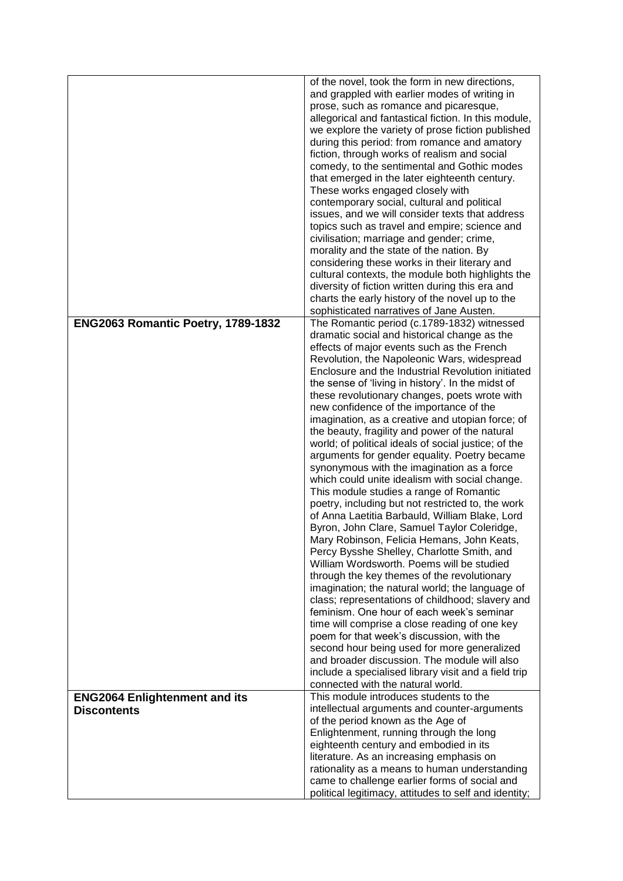| | |
|---|---|
| | of the novel, took the form in new directions, and grappled with earlier modes of writing in prose, such as romance and picaresque, allegorical and fantastical fiction. In this module, we explore the variety of prose fiction published during this period: from romance and amatory fiction, through works of realism and social comedy, to the sentimental and Gothic modes that emerged in the later eighteenth century. These works engaged closely with contemporary social, cultural and political issues, and we will consider texts that address topics such as travel and empire; science and civilisation; marriage and gender; crime, morality and the state of the nation. By considering these works in their literary and cultural contexts, the module both highlights the diversity of fiction written during this era and charts the early history of the novel up to the sophisticated narratives of Jane Austen. |
| **ENG2063 Romantic Poetry, 1789-1832** | The Romantic period (c.1789-1832) witnessed dramatic social and historical change as the effects of major events such as the French Revolution, the Napoleonic Wars, widespread Enclosure and the Industrial Revolution initiated the sense of 'living in history'. In the midst of these revolutionary changes, poets wrote with new confidence of the importance of the imagination, as a creative and utopian force; of the beauty, fragility and power of the natural world; of political ideals of social justice; of the arguments for gender equality. Poetry became synonymous with the imagination as a force which could unite idealism with social change. This module studies a range of Romantic poetry, including but not restricted to, the work of Anna Laetitia Barbauld, William Blake, Lord Byron, John Clare, Samuel Taylor Coleridge, Mary Robinson, Felicia Hemans, John Keats, Percy Bysshe Shelley, Charlotte Smith, and William Wordsworth. Poems will be studied through the key themes of the revolutionary imagination; the natural world; the language of class; representations of childhood; slavery and feminism. One hour of each week's seminar time will comprise a close reading of one key poem for that week's discussion, with the second hour being used for more generalized and broader discussion. The module will also include a specialised library visit and a field trip connected with the natural world. |
| **ENG2064 Enlightenment and its Discontents** | This module introduces students to the intellectual arguments and counter-arguments of the period known as the Age of Enlightenment, running through the long eighteenth century and embodied in its literature. As an increasing emphasis on rationality as a means to human understanding came to challenge earlier forms of social and political legitimacy, attitudes to self and identity; |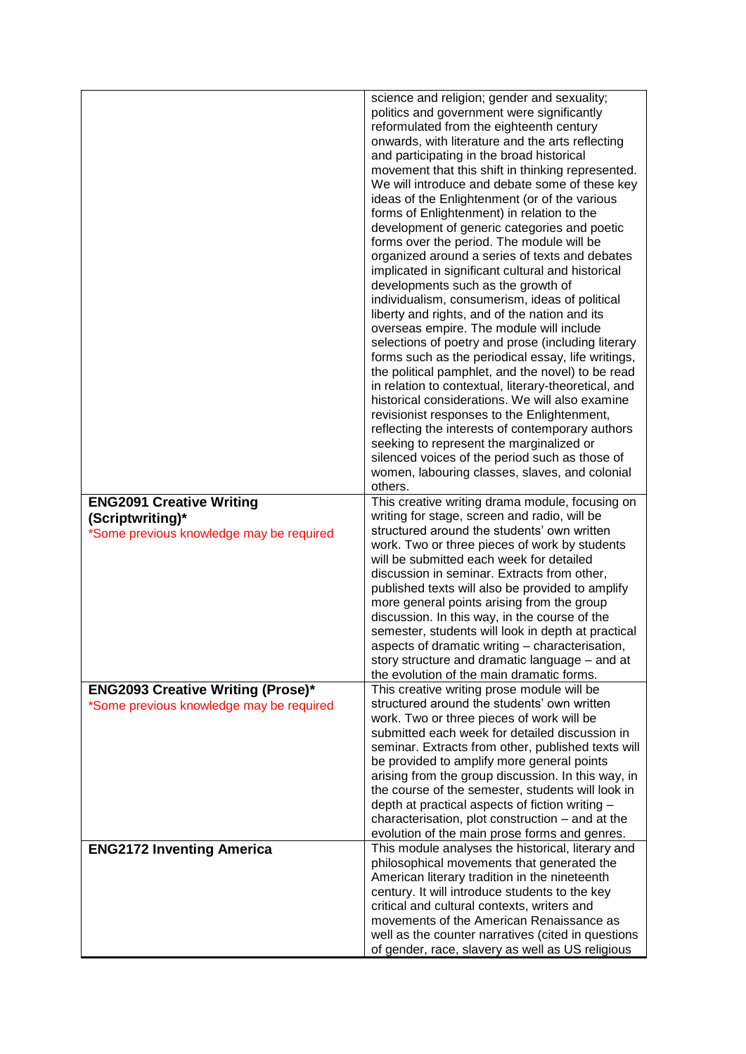| | |
|---|---|
| | science and religion; gender and sexuality; politics and government were significantly reformulated from the eighteenth century onwards, with literature and the arts reflecting and participating in the broad historical movement that this shift in thinking represented. We will introduce and debate some of these key ideas of the Enlightenment (or of the various forms of Enlightenment) in relation to the development of generic categories and poetic forms over the period. The module will be organized around a series of texts and debates implicated in significant cultural and historical developments such as the growth of individualism, consumerism, ideas of political liberty and rights, and of the nation and its overseas empire. The module will include selections of poetry and prose (including literary forms such as the periodical essay, life writings, the political pamphlet, and the novel) to be read in relation to contextual, literary-theoretical, and historical considerations. We will also examine revisionist responses to the Enlightenment, reflecting the interests of contemporary authors seeking to represent the marginalized or silenced voices of the period such as those of women, labouring classes, slaves, and colonial others. |
| **ENG2091 Creative Writing (Scriptwriting)*** <br> *Some previous knowledge may be required | This creative writing drama module, focusing on writing for stage, screen and radio, will be structured around the students' own written work. Two or three pieces of work by students will be submitted each week for detailed discussion in seminar. Extracts from other, published texts will also be provided to amplify more general points arising from the group discussion. In this way, in the course of the semester, students will look in depth at practical aspects of dramatic writing – characterisation, story structure and dramatic language – and at the evolution of the main dramatic forms. |
| **ENG2093 Creative Writing (Prose)*** <br> *Some previous knowledge may be required | This creative writing prose module will be structured around the students' own written work. Two or three pieces of work will be submitted each week for detailed discussion in seminar. Extracts from other, published texts will be provided to amplify more general points arising from the group discussion. In this way, in the course of the semester, students will look in depth at practical aspects of fiction writing – characterisation, plot construction – and at the evolution of the main prose forms and genres. |
| **ENG2172 Inventing America** | This module analyses the historical, literary and philosophical movements that generated the American literary tradition in the nineteenth century. It will introduce students to the key critical and cultural contexts, writers and movements of the American Renaissance as well as the counter narratives (cited in questions of gender, race, slavery as well as US religious |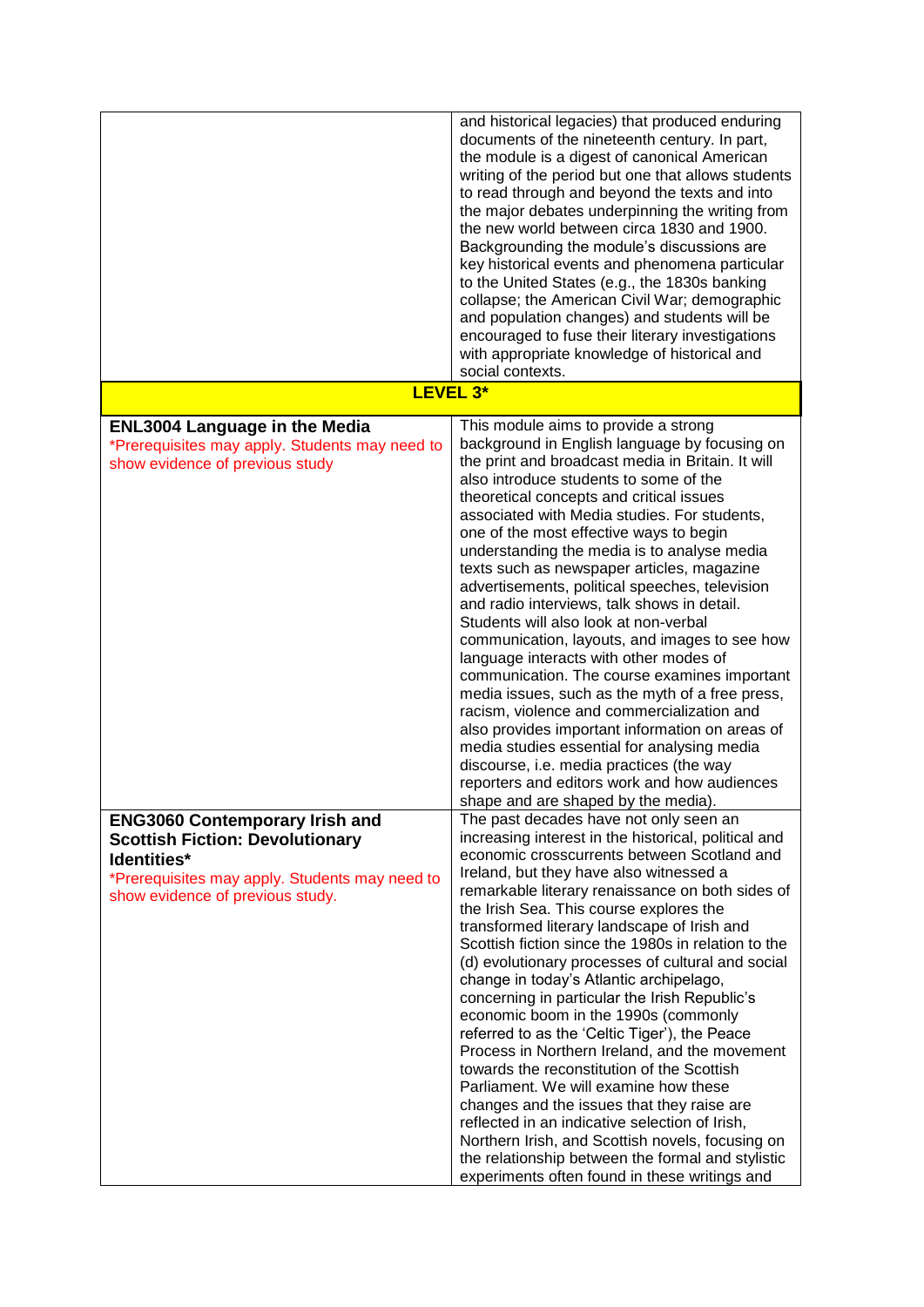| | |
|---|---|
| | and historical legacies) that produced enduring documents of the nineteenth century. In part, the module is a digest of canonical American writing of the period but one that allows students to read through and beyond the texts and into the major debates underpinning the writing from the new world between circa 1830 and 1900. Backgrounding the module's discussions are key historical events and phenomena particular to the United States (e.g., the 1830s banking collapse; the American Civil War; demographic and population changes) and students will be encouraged to fuse their literary investigations with appropriate knowledge of historical and social contexts. |
| **LEVEL 3*** | |
| **ENL3004 Language in the Media**<br>*Prerequisites may apply. Students may need to show evidence of previous study | This module aims to provide a strong background in English language by focusing on the print and broadcast media in Britain. It will also introduce students to some of the theoretical concepts and critical issues associated with Media studies. For students, one of the most effective ways to begin understanding the media is to analyse media texts such as newspaper articles, magazine advertisements, political speeches, television and radio interviews, talk shows in detail. Students will also look at non-verbal communication, layouts, and images to see how language interacts with other modes of communication. The course examines important media issues, such as the myth of a free press, racism, violence and commercialization and also provides important information on areas of media studies essential for analysing media discourse, i.e. media practices (the way reporters and editors work and how audiences shape and are shaped by the media). |
| **ENG3060 Contemporary Irish and Scottish Fiction: Devolutionary Identities***<br>*Prerequisites may apply. Students may need to show evidence of previous study. | The past decades have not only seen an increasing interest in the historical, political and economic crosscurrents between Scotland and Ireland, but they have also witnessed a remarkable literary renaissance on both sides of the Irish Sea. This course explores the transformed literary landscape of Irish and Scottish fiction since the 1980s in relation to the (d) evolutionary processes of cultural and social change in today's Atlantic archipelago, concerning in particular the Irish Republic's economic boom in the 1990s (commonly referred to as the 'Celtic Tiger'), the Peace Process in Northern Ireland, and the movement towards the reconstitution of the Scottish Parliament. We will examine how these changes and the issues that they raise are reflected in an indicative selection of Irish, Northern Irish, and Scottish novels, focusing on the relationship between the formal and stylistic experiments often found in these writings and |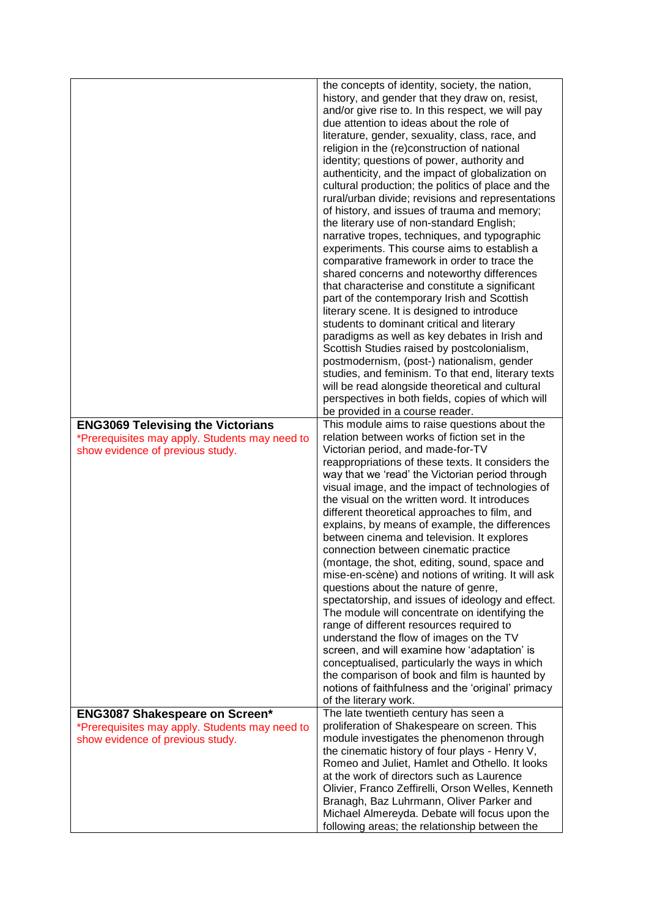| | |
|---|---|
| | the concepts of identity, society, the nation, history, and gender that they draw on, resist, and/or give rise to. In this respect, we will pay due attention to ideas about the role of literature, gender, sexuality, class, race, and religion in the (re)construction of national identity; questions of power, authority and authenticity, and the impact of globalization on cultural production; the politics of place and the rural/urban divide; revisions and representations of history, and issues of trauma and memory; the literary use of non-standard English; narrative tropes, techniques, and typographic experiments. This course aims to establish a comparative framework in order to trace the shared concerns and noteworthy differences that characterise and constitute a significant part of the contemporary Irish and Scottish literary scene. It is designed to introduce students to dominant critical and literary paradigms as well as key debates in Irish and Scottish Studies raised by postcolonialism, postmodernism, (post-) nationalism, gender studies, and feminism. To that end, literary texts will be read alongside theoretical and cultural perspectives in both fields, copies of which will be provided in a course reader. |
| **ENG3069 Televising the Victorians**<br>*Prerequisites may apply. Students may need to show evidence of previous study. | This module aims to raise questions about the relation between works of fiction set in the Victorian period, and made-for-TV reappropriations of these texts. It considers the way that we 'read' the Victorian period through visual image, and the impact of technologies of the visual on the written word. It introduces different theoretical approaches to film, and explains, by means of example, the differences between cinema and television. It explores connection between cinematic practice (montage, the shot, editing, sound, space and mise-en-scène) and notions of writing. It will ask questions about the nature of genre, spectatorship, and issues of ideology and effect. The module will concentrate on identifying the range of different resources required to understand the flow of images on the TV screen, and will examine how 'adaptation' is conceptualised, particularly the ways in which the comparison of book and film is haunted by notions of faithfulness and the 'original' primacy of the literary work. |
| **ENG3087 Shakespeare on Screen***<br>*Prerequisites may apply. Students may need to show evidence of previous study. | The late twentieth century has seen a proliferation of Shakespeare on screen. This module investigates the phenomenon through the cinematic history of four plays - Henry V, Romeo and Juliet, Hamlet and Othello. It looks at the work of directors such as Laurence Olivier, Franco Zeffirelli, Orson Welles, Kenneth Branagh, Baz Luhrmann, Oliver Parker and Michael Almereyda. Debate will focus upon the following areas; the relationship between the |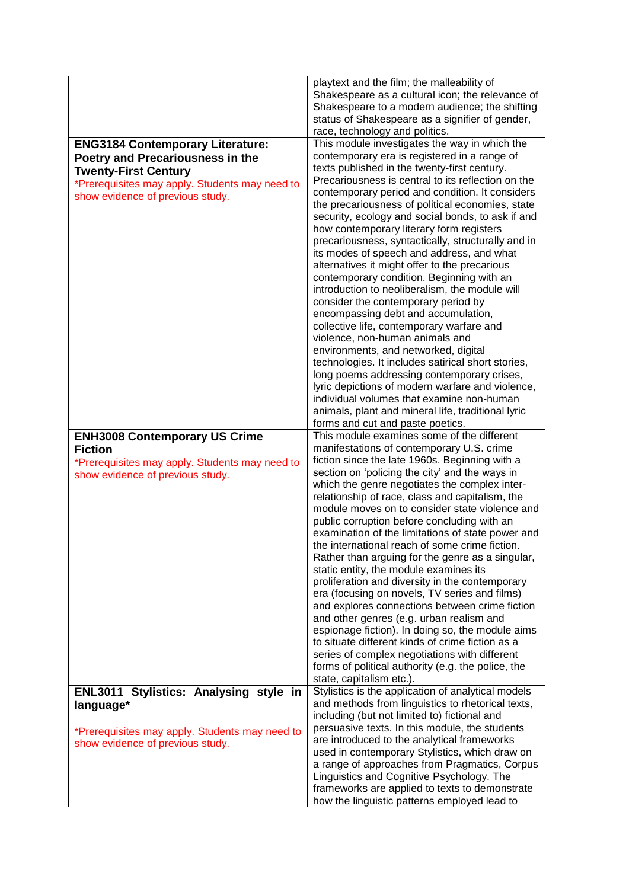| | |
|---|---|
| | playtext and the film; the malleability of Shakespeare as a cultural icon; the relevance of Shakespeare to a modern audience; the shifting status of Shakespeare as a signifier of gender, race, technology and politics. |
| **ENG3184 Contemporary Literature: Poetry and Precariousness in the Twenty-First Century**<br>*Prerequisites may apply. Students may need to show evidence of previous study. | This module investigates the way in which the contemporary era is registered in a range of texts published in the twenty-first century. Precariousness is central to its reflection on the contemporary period and condition. It considers the precariousness of political economies, state security, ecology and social bonds, to ask if and how contemporary literary form registers precariousness, syntactically, structurally and in its modes of speech and address, and what alternatives it might offer to the precarious contemporary condition. Beginning with an introduction to neoliberalism, the module will consider the contemporary period by encompassing debt and accumulation, collective life, contemporary warfare and violence, non-human animals and environments, and networked, digital technologies. It includes satirical short stories, long poems addressing contemporary crises, lyric depictions of modern warfare and violence, individual volumes that examine non-human animals, plant and mineral life, traditional lyric forms and cut and paste poetics. |
| **ENH3008 Contemporary US Crime Fiction**<br>*Prerequisites may apply. Students may need to show evidence of previous study. | This module examines some of the different manifestations of contemporary U.S. crime fiction since the late 1960s. Beginning with a section on 'policing the city' and the ways in which the genre negotiates the complex inter-relationship of race, class and capitalism, the module moves on to consider state violence and public corruption before concluding with an examination of the limitations of state power and the international reach of some crime fiction. Rather than arguing for the genre as a singular, static entity, the module examines its proliferation and diversity in the contemporary era (focusing on novels, TV series and films) and explores connections between crime fiction and other genres (e.g. urban realism and espionage fiction). In doing so, the module aims to situate different kinds of crime fiction as a series of complex negotiations with different forms of political authority (e.g. the police, the state, capitalism etc.). |
| **ENL3011 Stylistics: Analysing style in language***<br><br>*Prerequisites may apply. Students may need to show evidence of previous study. | Stylistics is the application of analytical models and methods from linguistics to rhetorical texts, including (but not limited to) fictional and persuasive texts. In this module, the students are introduced to the analytical frameworks used in contemporary Stylistics, which draw on a range of approaches from Pragmatics, Corpus Linguistics and Cognitive Psychology. The frameworks are applied to texts to demonstrate how the linguistic patterns employed lead to |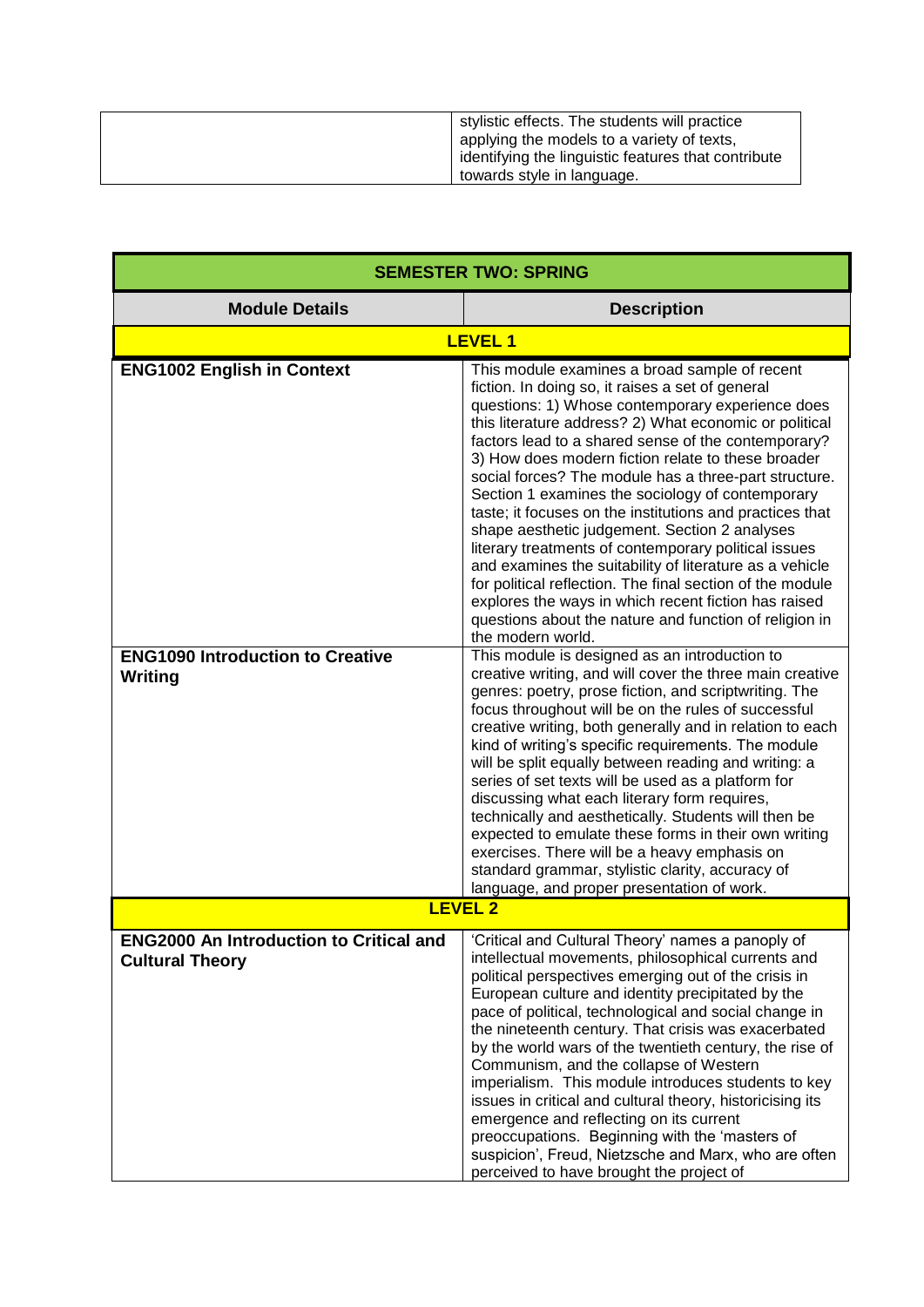| | |
|---|---|
| | stylistic effects. The students will practice applying the models to a variety of texts, identifying the linguistic features that contribute towards style in language. |

| SEMESTER TWO: SPRING | |
|---|---|
| **Module Details** | **Description** |
| **LEVEL 1** | |
| **ENG1002 English in Context** | This module examines a broad sample of recent fiction. In doing so, it raises a set of general questions: 1) Whose contemporary experience does this literature address? 2) What economic or political factors lead to a shared sense of the contemporary? 3) How does modern fiction relate to these broader social forces? The module has a three-part structure. Section 1 examines the sociology of contemporary taste; it focuses on the institutions and practices that shape aesthetic judgement. Section 2 analyses literary treatments of contemporary political issues and examines the suitability of literature as a vehicle for political reflection. The final section of the module explores the ways in which recent fiction has raised questions about the nature and function of religion in the modern world. |
| **ENG1090 Introduction to Creative Writing** | This module is designed as an introduction to creative writing, and will cover the three main creative genres: poetry, prose fiction, and scriptwriting. The focus throughout will be on the rules of successful creative writing, both generally and in relation to each kind of writing's specific requirements. The module will be split equally between reading and writing: a series of set texts will be used as a platform for discussing what each literary form requires, technically and aesthetically. Students will then be expected to emulate these forms in their own writing exercises. There will be a heavy emphasis on standard grammar, stylistic clarity, accuracy of language, and proper presentation of work. |
| **LEVEL 2** | |
| **ENG2000 An Introduction to Critical and Cultural Theory** | 'Critical and Cultural Theory' names a panoply of intellectual movements, philosophical currents and political perspectives emerging out of the crisis in European culture and identity precipitated by the pace of political, technological and social change in the nineteenth century. That crisis was exacerbated by the world wars of the twentieth century, the rise of Communism, and the collapse of Western imperialism. This module introduces students to key issues in critical and cultural theory, historicising its emergence and reflecting on its current preoccupations. Beginning with the 'masters of suspicion', Freud, Nietzsche and Marx, who are often perceived to have brought the project of |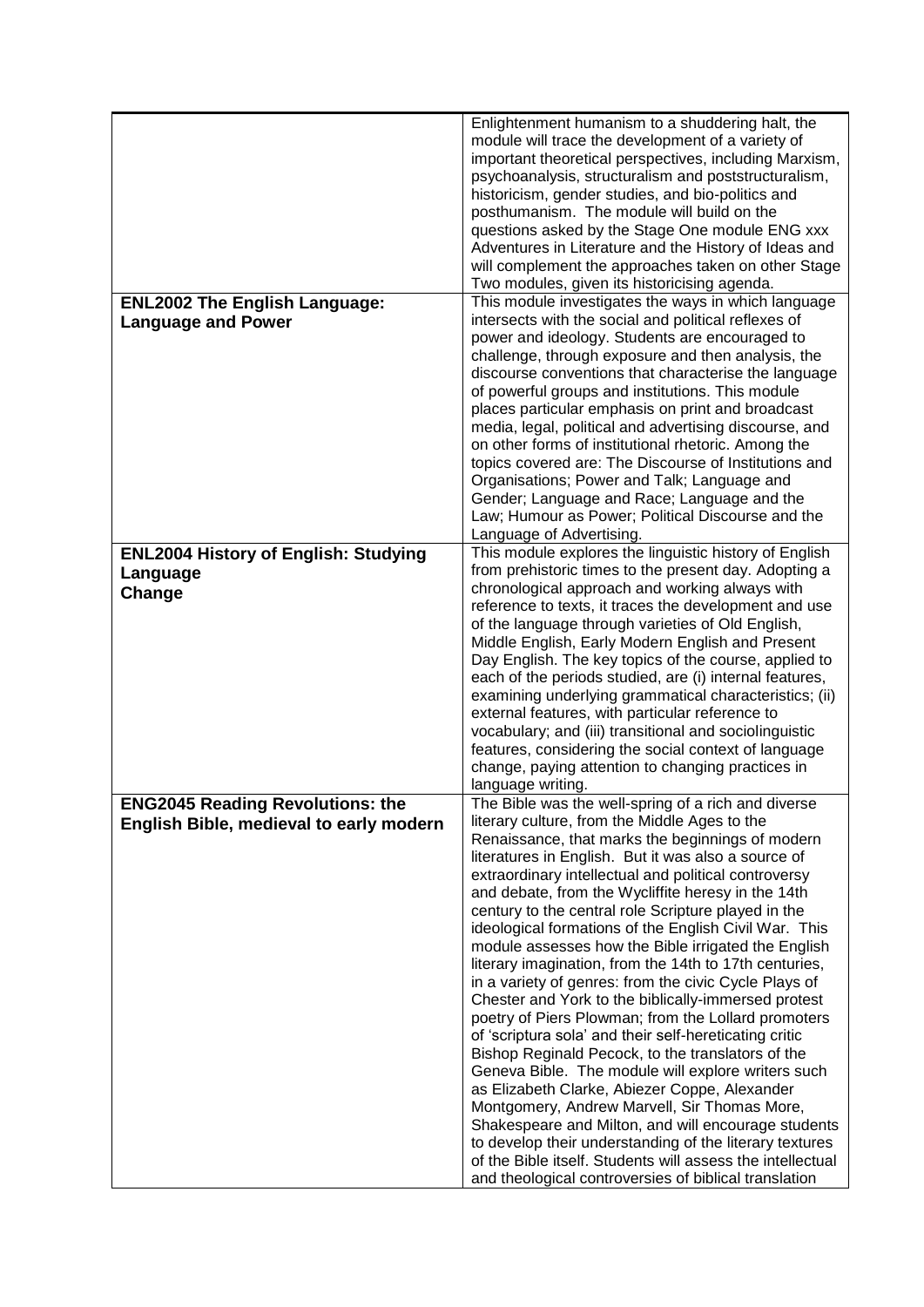| | |
|---|---|
| | Enlightenment humanism to a shuddering halt, the module will trace the development of a variety of important theoretical perspectives, including Marxism, psychoanalysis, structuralism and poststructuralism, historicism, gender studies, and bio-politics and posthumanism. The module will build on the questions asked by the Stage One module ENG xxx Adventures in Literature and the History of Ideas and will complement the approaches taken on other Stage Two modules, given its historicising agenda. |
| **ENL2002 The English Language: Language and Power** | This module investigates the ways in which language intersects with the social and political reflexes of power and ideology. Students are encouraged to challenge, through exposure and then analysis, the discourse conventions that characterise the language of powerful groups and institutions. This module places particular emphasis on print and broadcast media, legal, political and advertising discourse, and on other forms of institutional rhetoric. Among the topics covered are: The Discourse of Institutions and Organisations; Power and Talk; Language and Gender; Language and Race; Language and the Law; Humour as Power; Political Discourse and the Language of Advertising. |
| **ENL2004 History of English: Studying Language Change** | This module explores the linguistic history of English from prehistoric times to the present day. Adopting a chronological approach and working always with reference to texts, it traces the development and use of the language through varieties of Old English, Middle English, Early Modern English and Present Day English. The key topics of the course, applied to each of the periods studied, are (i) internal features, examining underlying grammatical characteristics; (ii) external features, with particular reference to vocabulary; and (iii) transitional and sociolinguistic features, considering the social context of language change, paying attention to changing practices in language writing. |
| **ENG2045 Reading Revolutions: the English Bible, medieval to early modern** | The Bible was the well-spring of a rich and diverse literary culture, from the Middle Ages to the Renaissance, that marks the beginnings of modern literatures in English. But it was also a source of extraordinary intellectual and political controversy and debate, from the Wycliffite heresy in the 14th century to the central role Scripture played in the ideological formations of the English Civil War. This module assesses how the Bible irrigated the English literary imagination, from the 14th to 17th centuries, in a variety of genres: from the civic Cycle Plays of Chester and York to the biblically-immersed protest poetry of Piers Plowman; from the Lollard promoters of 'scriptura sola' and their self-hereticating critic Bishop Reginald Pecock, to the translators of the Geneva Bible. The module will explore writers such as Elizabeth Clarke, Abiezer Coppe, Alexander Montgomery, Andrew Marvell, Sir Thomas More, Shakespeare and Milton, and will encourage students to develop their understanding of the literary textures of the Bible itself. Students will assess the intellectual and theological controversies of biblical translation |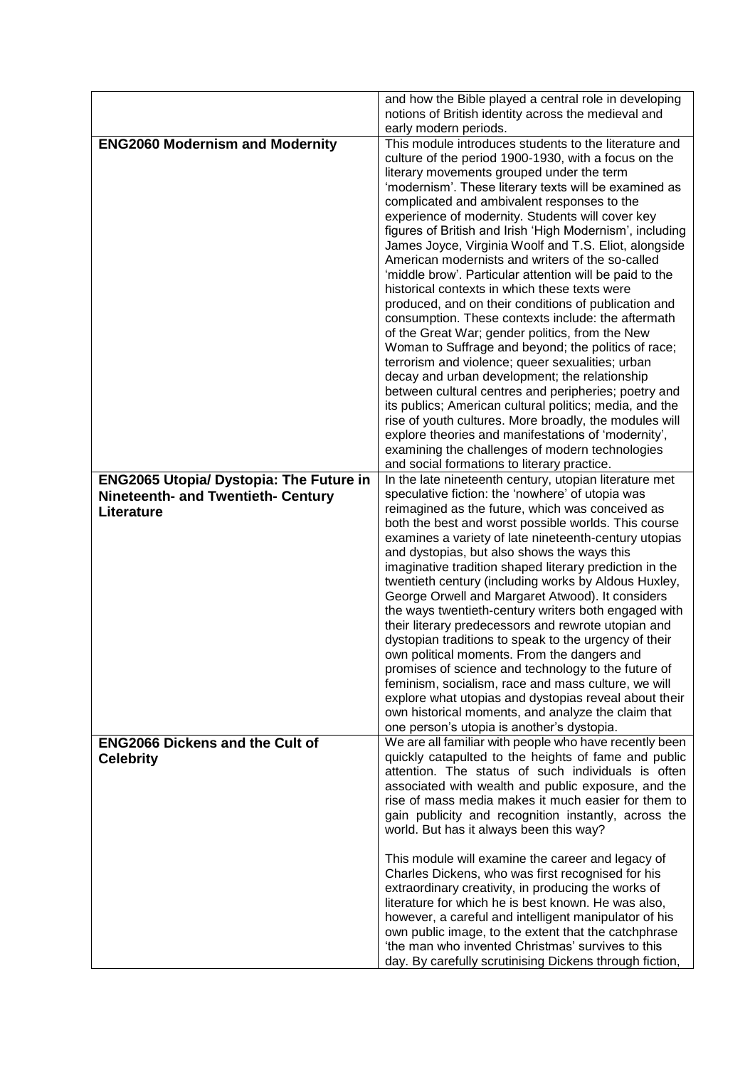|  |  |
|---|---|
|  | and how the Bible played a central role in developing notions of British identity across the medieval and early modern periods. |
| **ENG2060 Modernism and Modernity** | This module introduces students to the literature and culture of the period 1900-1930, with a focus on the literary movements grouped under the term 'modernism'. These literary texts will be examined as complicated and ambivalent responses to the experience of modernity. Students will cover key figures of British and Irish 'High Modernism', including James Joyce, Virginia Woolf and T.S. Eliot, alongside American modernists and writers of the so-called 'middle brow'. Particular attention will be paid to the historical contexts in which these texts were produced, and on their conditions of publication and consumption. These contexts include: the aftermath of the Great War; gender politics, from the New Woman to Suffrage and beyond; the politics of race; terrorism and violence; queer sexualities; urban decay and urban development; the relationship between cultural centres and peripheries; poetry and its publics; American cultural politics; media, and the rise of youth cultures. More broadly, the modules will explore theories and manifestations of 'modernity', examining the challenges of modern technologies and social formations to literary practice. |
| **ENG2065 Utopia/ Dystopia: The Future in Nineteenth- and Twentieth- Century Literature** | In the late nineteenth century, utopian literature met speculative fiction: the 'nowhere' of utopia was reimagined as the future, which was conceived as both the best and worst possible worlds. This course examines a variety of late nineteenth-century utopias and dystopias, but also shows the ways this imaginative tradition shaped literary prediction in the twentieth century (including works by Aldous Huxley, George Orwell and Margaret Atwood). It considers the ways twentieth-century writers both engaged with their literary predecessors and rewrote utopian and dystopian traditions to speak to the urgency of their own political moments. From the dangers and promises of science and technology to the future of feminism, socialism, race and mass culture, we will explore what utopias and dystopias reveal about their own historical moments, and analyze the claim that one person's utopia is another's dystopia. |
| **ENG2066 Dickens and the Cult of Celebrity** | We are all familiar with people who have recently been quickly catapulted to the heights of fame and public attention. The status of such individuals is often associated with wealth and public exposure, and the rise of mass media makes it much easier for them to gain publicity and recognition instantly, across the world. But has it always been this way?<br><br>This module will examine the career and legacy of Charles Dickens, who was first recognised for his extraordinary creativity, in producing the works of literature for which he is best known. He was also, however, a careful and intelligent manipulator of his own public image, to the extent that the catchphrase 'the man who invented Christmas' survives to this day. By carefully scrutinising Dickens through fiction, |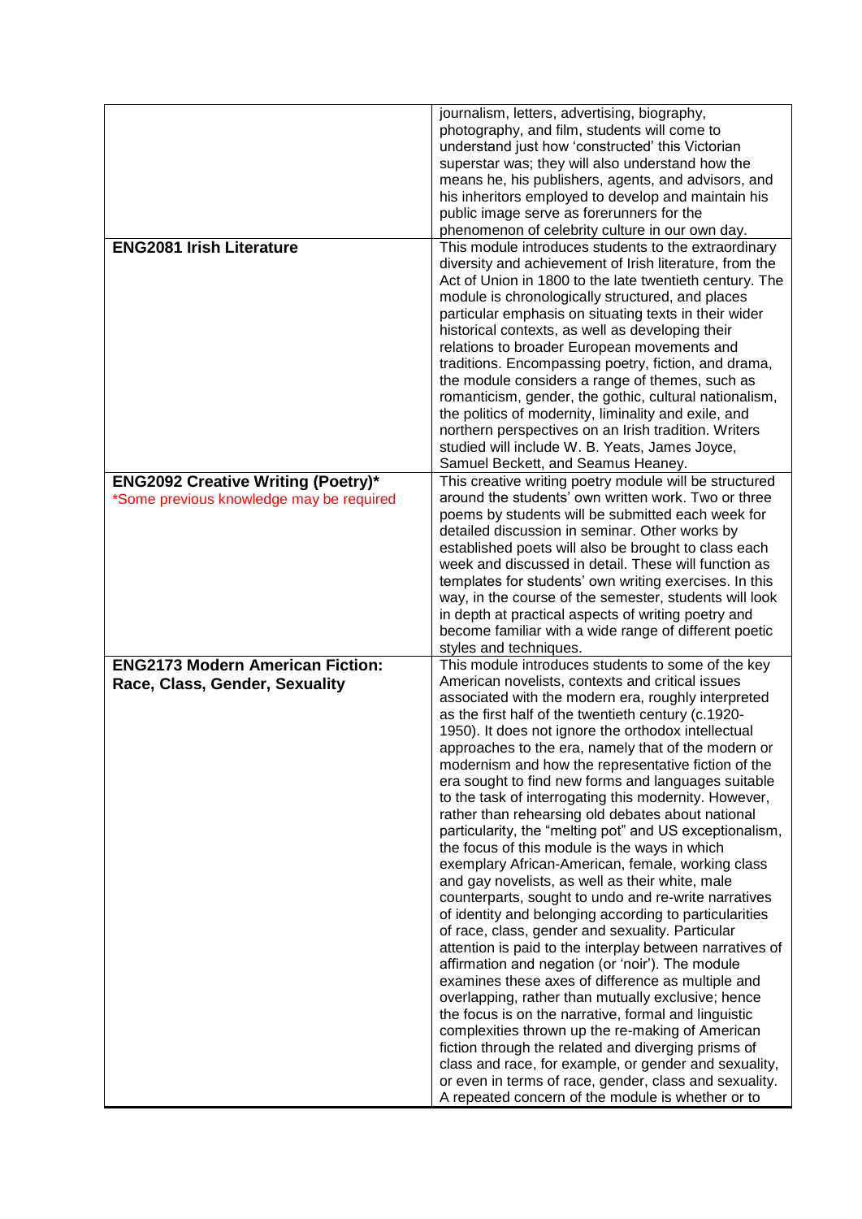| | |
|---|---|
| | journalism, letters, advertising, biography, photography, and film, students will come to understand just how 'constructed' this Victorian superstar was; they will also understand how the means he, his publishers, agents, and advisors, and his inheritors employed to develop and maintain his public image serve as forerunners for the phenomenon of celebrity culture in our own day. |
| **ENG2081 Irish Literature** | This module introduces students to the extraordinary diversity and achievement of Irish literature, from the Act of Union in 1800 to the late twentieth century. The module is chronologically structured, and places particular emphasis on situating texts in their wider historical contexts, as well as developing their relations to broader European movements and traditions. Encompassing poetry, fiction, and drama, the module considers a range of themes, such as romanticism, gender, the gothic, cultural nationalism, the politics of modernity, liminality and exile, and northern perspectives on an Irish tradition. Writers studied will include W. B. Yeats, James Joyce, Samuel Beckett, and Seamus Heaney. |
| **ENG2092 Creative Writing (Poetry)*** <br> *Some previous knowledge may be required | This creative writing poetry module will be structured around the students' own written work. Two or three poems by students will be submitted each week for detailed discussion in seminar. Other works by established poets will also be brought to class each week and discussed in detail. These will function as templates for students' own writing exercises. In this way, in the course of the semester, students will look in depth at practical aspects of writing poetry and become familiar with a wide range of different poetic styles and techniques. |
| **ENG2173 Modern American Fiction: Race, Class, Gender, Sexuality** | This module introduces students to some of the key American novelists, contexts and critical issues associated with the modern era, roughly interpreted as the first half of the twentieth century (c.1920-1950). It does not ignore the orthodox intellectual approaches to the era, namely that of the modern or modernism and how the representative fiction of the era sought to find new forms and languages suitable to the task of interrogating this modernity. However, rather than rehearsing old debates about national particularity, the "melting pot" and US exceptionalism, the focus of this module is the ways in which exemplary African-American, female, working class and gay novelists, as well as their white, male counterparts, sought to undo and re-write narratives of identity and belonging according to particularities of race, class, gender and sexuality. Particular attention is paid to the interplay between narratives of affirmation and negation (or 'noir'). The module examines these axes of difference as multiple and overlapping, rather than mutually exclusive; hence the focus is on the narrative, formal and linguistic complexities thrown up the re-making of American fiction through the related and diverging prisms of class and race, for example, or gender and sexuality, or even in terms of race, gender, class and sexuality. A repeated concern of the module is whether or to |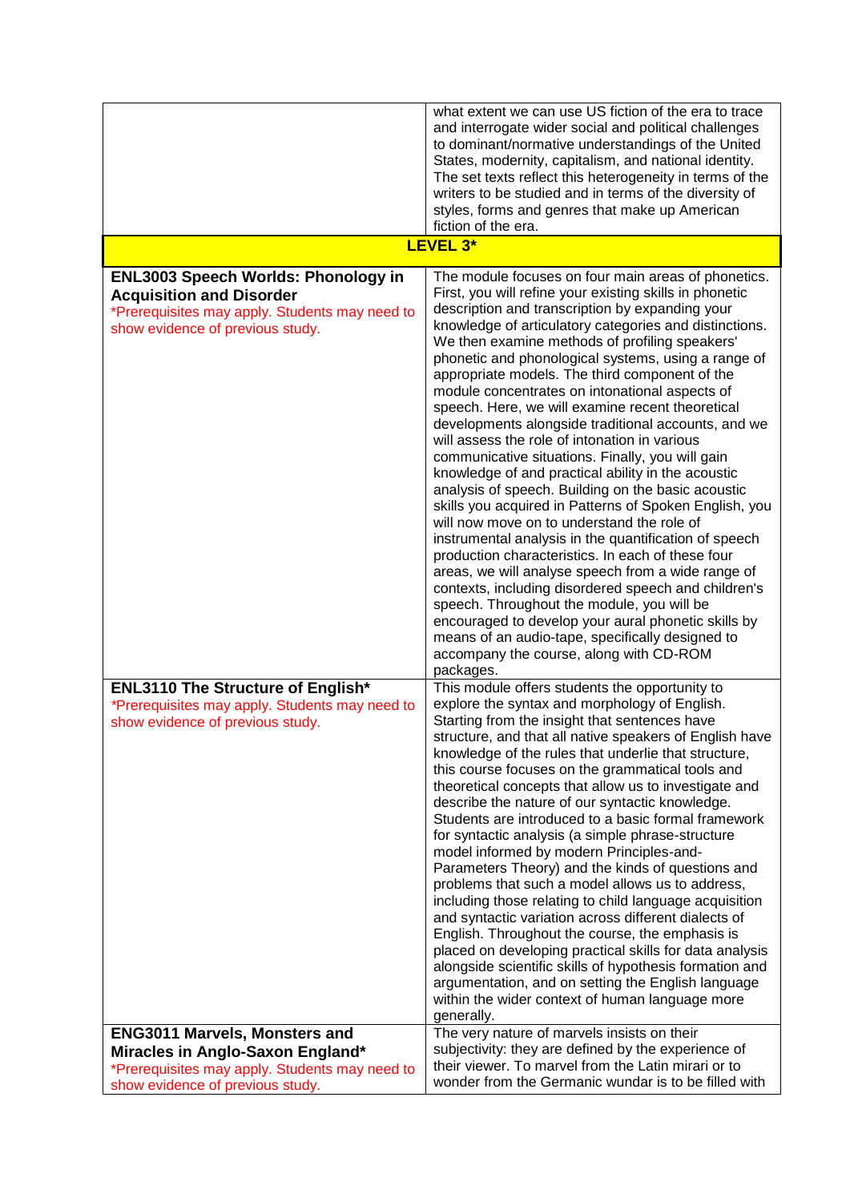| | |
|---|---|
| | what extent we can use US fiction of the era to trace and interrogate wider social and political challenges to dominant/normative understandings of the United States, modernity, capitalism, and national identity. The set texts reflect this heterogeneity in terms of the writers to be studied and in terms of the diversity of styles, forms and genres that make up American fiction of the era. |
| **LEVEL 3*** | |
| **ENL3003 Speech Worlds: Phonology in Acquisition and Disorder**<br>*Prerequisites may apply. Students may need to show evidence of previous study. | The module focuses on four main areas of phonetics. First, you will refine your existing skills in phonetic description and transcription by expanding your knowledge of articulatory categories and distinctions. We then examine methods of profiling speakers' phonetic and phonological systems, using a range of appropriate models. The third component of the module concentrates on intonational aspects of speech. Here, we will examine recent theoretical developments alongside traditional accounts, and we will assess the role of intonation in various communicative situations. Finally, you will gain knowledge of and practical ability in the acoustic analysis of speech. Building on the basic acoustic skills you acquired in Patterns of Spoken English, you will now move on to understand the role of instrumental analysis in the quantification of speech production characteristics. In each of these four areas, we will analyse speech from a wide range of contexts, including disordered speech and children's speech. Throughout the module, you will be encouraged to develop your aural phonetic skills by means of an audio-tape, specifically designed to accompany the course, along with CD-ROM packages. |
| **ENL3110 The Structure of English***<br>*Prerequisites may apply. Students may need to show evidence of previous study. | This module offers students the opportunity to explore the syntax and morphology of English. Starting from the insight that sentences have structure, and that all native speakers of English have knowledge of the rules that underlie that structure, this course focuses on the grammatical tools and theoretical concepts that allow us to investigate and describe the nature of our syntactic knowledge. Students are introduced to a basic formal framework for syntactic analysis (a simple phrase-structure model informed by modern Principles-and-Parameters Theory) and the kinds of questions and problems that such a model allows us to address, including those relating to child language acquisition and syntactic variation across different dialects of English. Throughout the course, the emphasis is placed on developing practical skills for data analysis alongside scientific skills of hypothesis formation and argumentation, and on setting the English language within the wider context of human language more generally. |
| **ENG3011 Marvels, Monsters and Miracles in Anglo-Saxon England***<br>*Prerequisites may apply. Students may need to show evidence of previous study. | The very nature of marvels insists on their subjectivity: they are defined by the experience of their viewer. To marvel from the Latin mirari or to wonder from the Germanic wundar is to be filled with |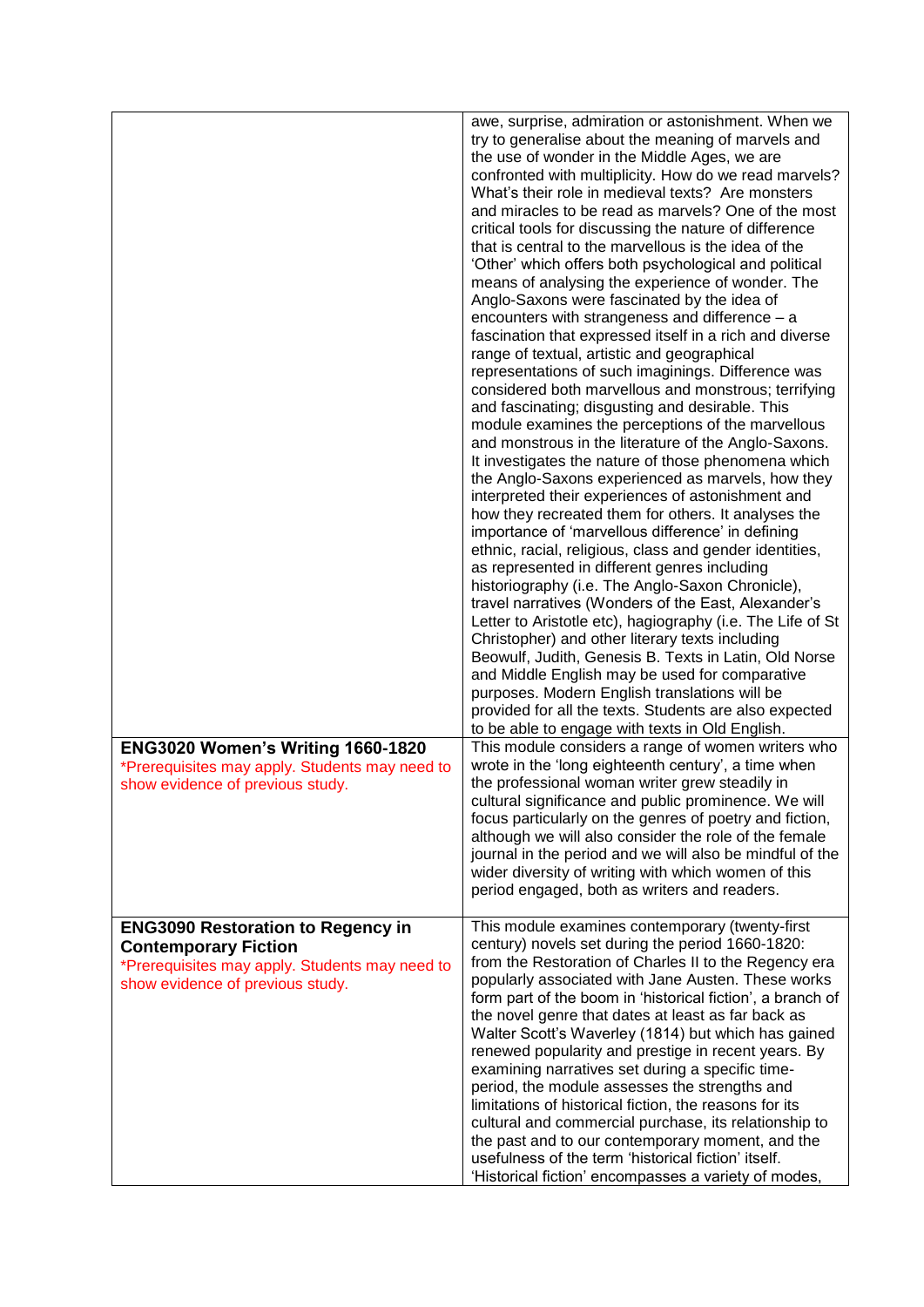| | |
|---|---|
| | awe, surprise, admiration or astonishment. When we try to generalise about the meaning of marvels and the use of wonder in the Middle Ages, we are confronted with multiplicity. How do we read marvels? What's their role in medieval texts? Are monsters and miracles to be read as marvels? One of the most critical tools for discussing the nature of difference that is central to the marvellous is the idea of the 'Other' which offers both psychological and political means of analysing the experience of wonder. The Anglo-Saxons were fascinated by the idea of encounters with strangeness and difference – a fascination that expressed itself in a rich and diverse range of textual, artistic and geographical representations of such imaginings. Difference was considered both marvellous and monstrous; terrifying and fascinating; disgusting and desirable. This module examines the perceptions of the marvellous and monstrous in the literature of the Anglo-Saxons. It investigates the nature of those phenomena which the Anglo-Saxons experienced as marvels, how they interpreted their experiences of astonishment and how they recreated them for others. It analyses the importance of 'marvellous difference' in defining ethnic, racial, religious, class and gender identities, as represented in different genres including historiography (i.e. The Anglo-Saxon Chronicle), travel narratives (Wonders of the East, Alexander's Letter to Aristotle etc), hagiography (i.e. The Life of St Christopher) and other literary texts including Beowulf, Judith, Genesis B. Texts in Latin, Old Norse and Middle English may be used for comparative purposes. Modern English translations will be provided for all the texts. Students are also expected to be able to engage with texts in Old English. |
| **ENG3020 Women's Writing 1660-1820**<br>*Prerequisites may apply. Students may need to show evidence of previous study. | This module considers a range of women writers who wrote in the 'long eighteenth century', a time when the professional woman writer grew steadily in cultural significance and public prominence. We will focus particularly on the genres of poetry and fiction, although we will also consider the role of the female journal in the period and we will also be mindful of the wider diversity of writing with which women of this period engaged, both as writers and readers. |
| **ENG3090 Restoration to Regency in Contemporary Fiction**<br>*Prerequisites may apply. Students may need to show evidence of previous study. | This module examines contemporary (twenty-first century) novels set during the period 1660-1820: from the Restoration of Charles II to the Regency era popularly associated with Jane Austen. These works form part of the boom in 'historical fiction', a branch of the novel genre that dates at least as far back as Walter Scott's Waverley (1814) but which has gained renewed popularity and prestige in recent years. By examining narratives set during a specific time-period, the module assesses the strengths and limitations of historical fiction, the reasons for its cultural and commercial purchase, its relationship to the past and to our contemporary moment, and the usefulness of the term 'historical fiction' itself. 'Historical fiction' encompasses a variety of modes, |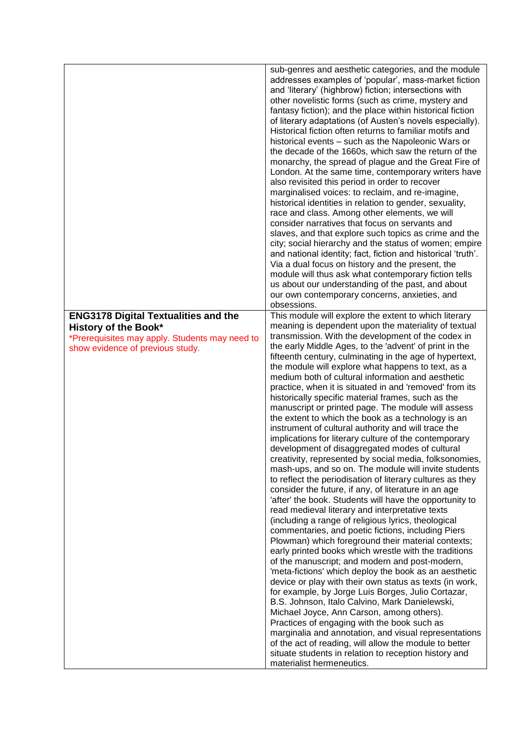| | |
|---|---|
| | sub-genres and aesthetic categories, and the module addresses examples of 'popular', mass-market fiction and 'literary' (highbrow) fiction; intersections with other novelistic forms (such as crime, mystery and fantasy fiction); and the place within historical fiction of literary adaptations (of Austen's novels especially). Historical fiction often returns to familiar motifs and historical events – such as the Napoleonic Wars or the decade of the 1660s, which saw the return of the monarchy, the spread of plague and the Great Fire of London. At the same time, contemporary writers have also revisited this period in order to recover marginalised voices: to reclaim, and re-imagine, historical identities in relation to gender, sexuality, race and class. Among other elements, we will consider narratives that focus on servants and slaves, and that explore such topics as crime and the city; social hierarchy and the status of women; empire and national identity; fact, fiction and historical 'truth'. Via a dual focus on history and the present, the module will thus ask what contemporary fiction tells us about our understanding of the past, and about our own contemporary concerns, anxieties, and obsessions. |
| **ENG3178 Digital Textualities and the History of the Book***<br>*Prerequisites may apply. Students may need to show evidence of previous study. | This module will explore the extent to which literary meaning is dependent upon the materiality of textual transmission. With the development of the codex in the early Middle Ages, to the 'advent' of print in the fifteenth century, culminating in the age of hypertext, the module will explore what happens to text, as a medium both of cultural information and aesthetic practice, when it is situated in and 'removed' from its historically specific material frames, such as the manuscript or printed page. The module will assess the extent to which the book as a technology is an instrument of cultural authority and will trace the implications for literary culture of the contemporary development of disaggregated modes of cultural creativity, represented by social media, folksonomies, mash-ups, and so on. The module will invite students to reflect the periodisation of literary cultures as they consider the future, if any, of literature in an age 'after' the book. Students will have the opportunity to read medieval literary and interpretative texts (including a range of religious lyrics, theological commentaries, and poetic fictions, including Piers Plowman) which foreground their material contexts; early printed books which wrestle with the traditions of the manuscript; and modern and post-modern, 'meta-fictions' which deploy the book as an aesthetic device or play with their own status as texts (in work, for example, by Jorge Luis Borges, Julio Cortazar, B.S. Johnson, Italo Calvino, Mark Danielewski, Michael Joyce, Ann Carson, among others). Practices of engaging with the book such as marginalia and annotation, and visual representations of the act of reading, will allow the module to better situate students in relation to reception history and materialist hermeneutics. |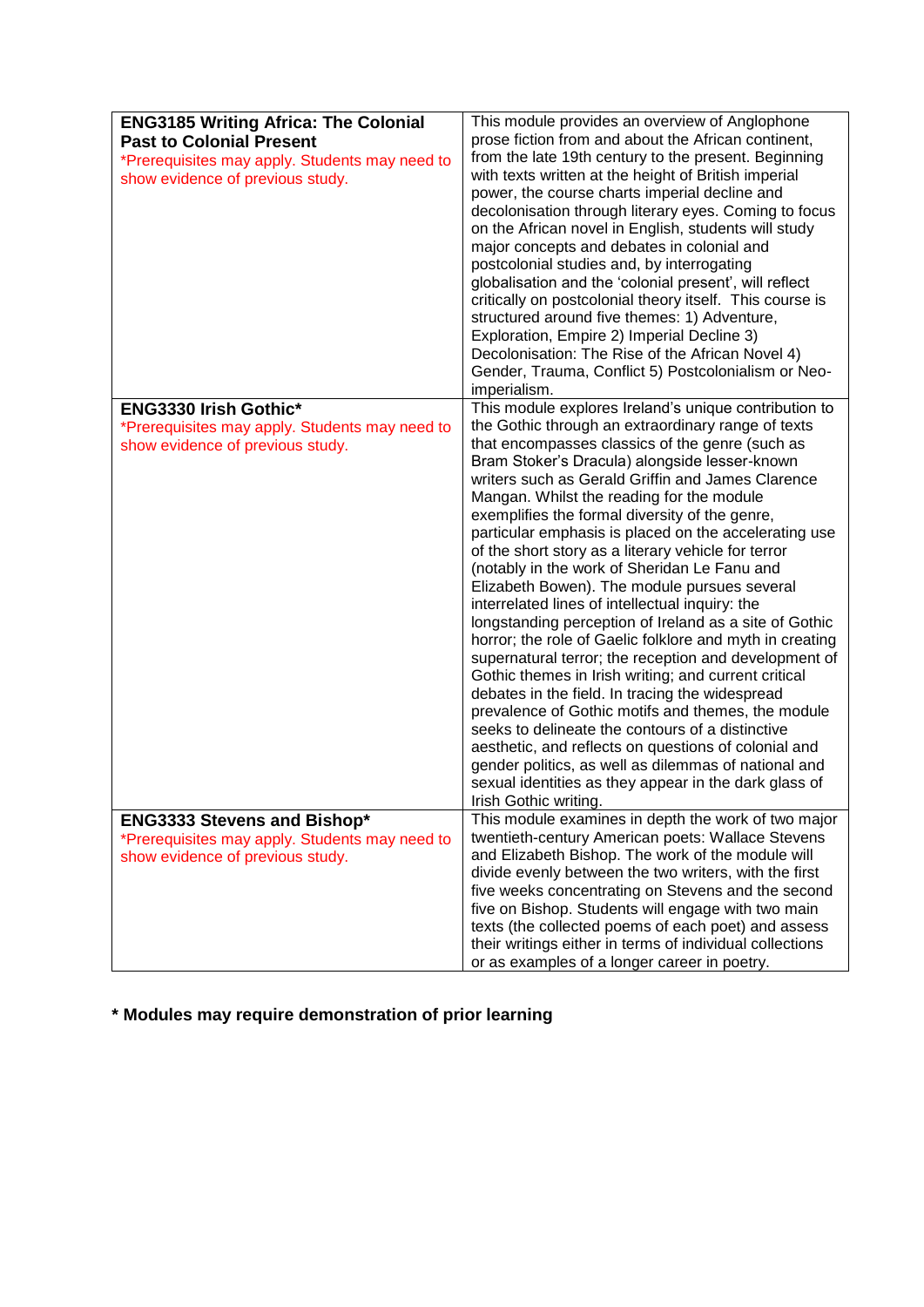| | |
|---|---|
| **ENG3185 Writing Africa: The Colonial Past to Colonial Present**<br>*Prerequisites may apply. Students may need to show evidence of previous study. | This module provides an overview of Anglophone prose fiction from and about the African continent, from the late 19th century to the present. Beginning with texts written at the height of British imperial power, the course charts imperial decline and decolonisation through literary eyes. Coming to focus on the African novel in English, students will study major concepts and debates in colonial and postcolonial studies and, by interrogating globalisation and the 'colonial present', will reflect critically on postcolonial theory itself. This course is structured around five themes: 1) Adventure, Exploration, Empire 2) Imperial Decline 3) Decolonisation: The Rise of the African Novel 4) Gender, Trauma, Conflict 5) Postcolonialism or Neo-imperialism. |
| **ENG3330 Irish Gothic***<br>*Prerequisites may apply. Students may need to show evidence of previous study. | This module explores Ireland's unique contribution to the Gothic through an extraordinary range of texts that encompasses classics of the genre (such as Bram Stoker's Dracula) alongside lesser-known writers such as Gerald Griffin and James Clarence Mangan. Whilst the reading for the module exemplifies the formal diversity of the genre, particular emphasis is placed on the accelerating use of the short story as a literary vehicle for terror (notably in the work of Sheridan Le Fanu and Elizabeth Bowen). The module pursues several interrelated lines of intellectual inquiry: the longstanding perception of Ireland as a site of Gothic horror; the role of Gaelic folklore and myth in creating supernatural terror; the reception and development of Gothic themes in Irish writing; and current critical debates in the field. In tracing the widespread prevalence of Gothic motifs and themes, the module seeks to delineate the contours of a distinctive aesthetic, and reflects on questions of colonial and gender politics, as well as dilemmas of national and sexual identities as they appear in the dark glass of Irish Gothic writing. |
| **ENG3333 Stevens and Bishop***<br>*Prerequisites may apply. Students may need to show evidence of previous study. | This module examines in depth the work of two major twentieth-century American poets: Wallace Stevens and Elizabeth Bishop. The work of the module will divide evenly between the two writers, with the first five weeks concentrating on Stevens and the second five on Bishop. Students will engage with two main texts (the collected poems of each poet) and assess their writings either in terms of individual collections or as examples of a longer career in poetry. |

**\* Modules may require demonstration of prior learning**